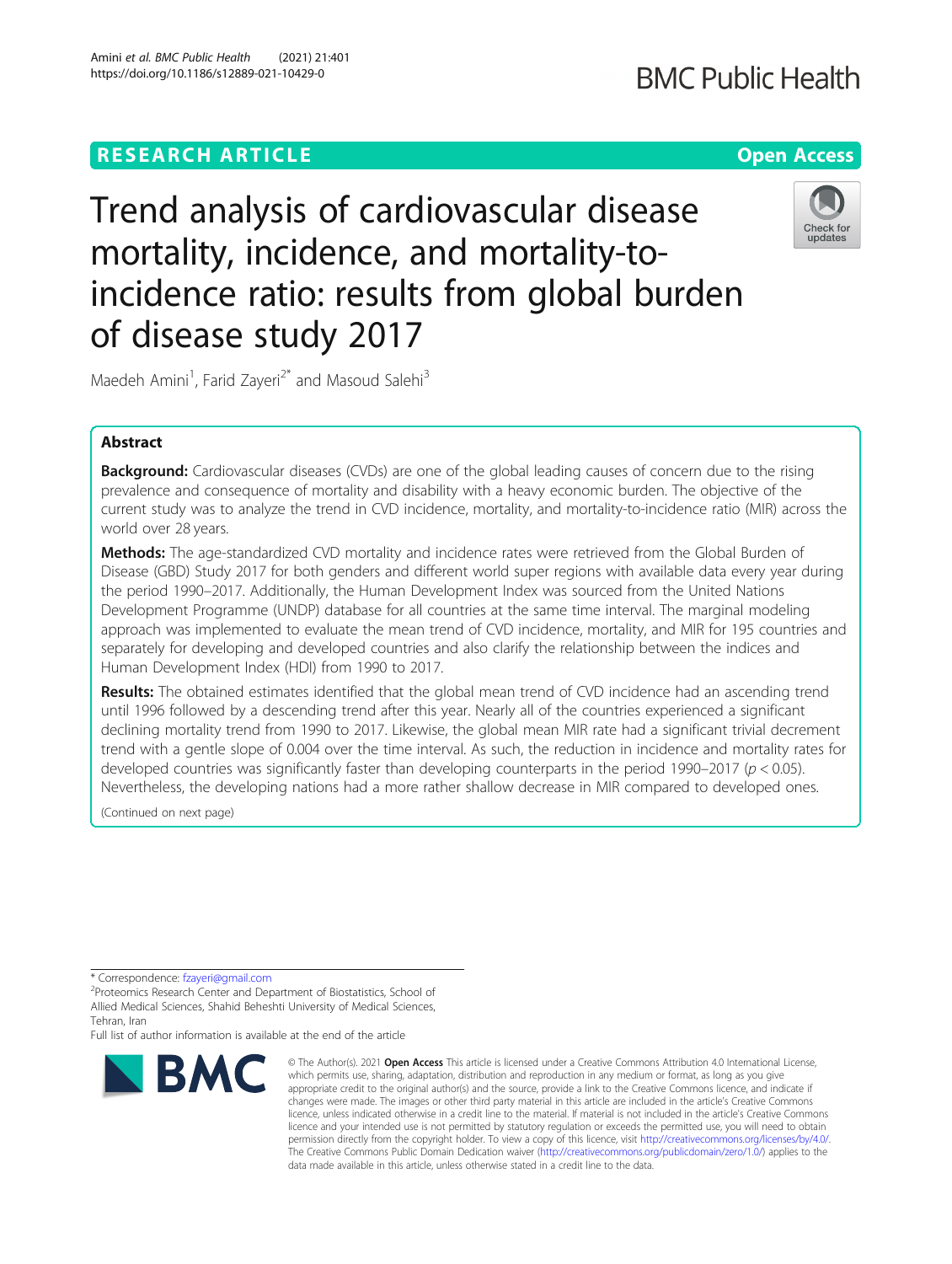RESEARCH ARTICLE

Open Access

# Trend analysis of cardiovascular disease mortality, incidence, and mortality-to-incidence ratio: results from global burden of disease study 2017

Maedeh Amini[1], Farid Zayeri[2*] and Masoud Salehi[3]

## Abstract

**Background:** Cardiovascular diseases (CVDs) are one of the global leading causes of concern due to the rising prevalence and consequence of mortality and disability with a heavy economic burden. The objective of the current study was to analyze the trend in CVD incidence, mortality, and mortality-to-incidence ratio (MIR) across the world over 28 years.

**Methods:** The age-standardized CVD mortality and incidence rates were retrieved from the Global Burden of Disease (GBD) Study 2017 for both genders and different world super regions with available data every year during the period 1990–2017. Additionally, the Human Development Index was sourced from the United Nations Development Programme (UNDP) database for all countries at the same time interval. The marginal modeling approach was implemented to evaluate the mean trend of CVD incidence, mortality, and MIR for 195 countries and separately for developing and developed countries and also clarify the relationship between the indices and Human Development Index (HDI) from 1990 to 2017.

**Results:** The obtained estimates identified that the global mean trend of CVD incidence had an ascending trend until 1996 followed by a descending trend after this year. Nearly all of the countries experienced a significant declining mortality trend from 1990 to 2017. Likewise, the global mean MIR rate had a significant trivial decrement trend with a gentle slope of 0.004 over the time interval. As such, the reduction in incidence and mortality rates for developed countries was significantly faster than developing counterparts in the period 1990–2017 ($p < 0.05$). Nevertheless, the developing nations had a more rather shallow decrease in MIR compared to developed ones.

(Continued on next page)

\* Correspondence: fzayeri@gmail.com

[2]Proteomics Research Center and Department of Biostatistics, School of Allied Medical Sciences, Shahid Beheshti University of Medical Sciences, Tehran, Iran

Full list of author information is available at the end of the article

© The Author(s). 2021 **Open Access** This article is licensed under a Creative Commons Attribution 4.0 International License, which permits use, sharing, adaptation, distribution and reproduction in any medium or format, as long as you give appropriate credit to the original author(s) and the source, provide a link to the Creative Commons licence, and indicate if changes were made. The images or other third party material in this article are included in the article's Creative Commons licence, unless indicated otherwise in a credit line to the material. If material is not included in the article's Creative Commons licence and your intended use is not permitted by statutory regulation or exceeds the permitted use, you will need to obtain permission directly from the copyright holder. To view a copy of this licence, visit http://creativecommons.org/licenses/by/4.0/. The Creative Commons Public Domain Dedication waiver (http://creativecommons.org/publicdomain/zero/1.0/) applies to the data made available in this article, unless otherwise stated in a credit line to the data.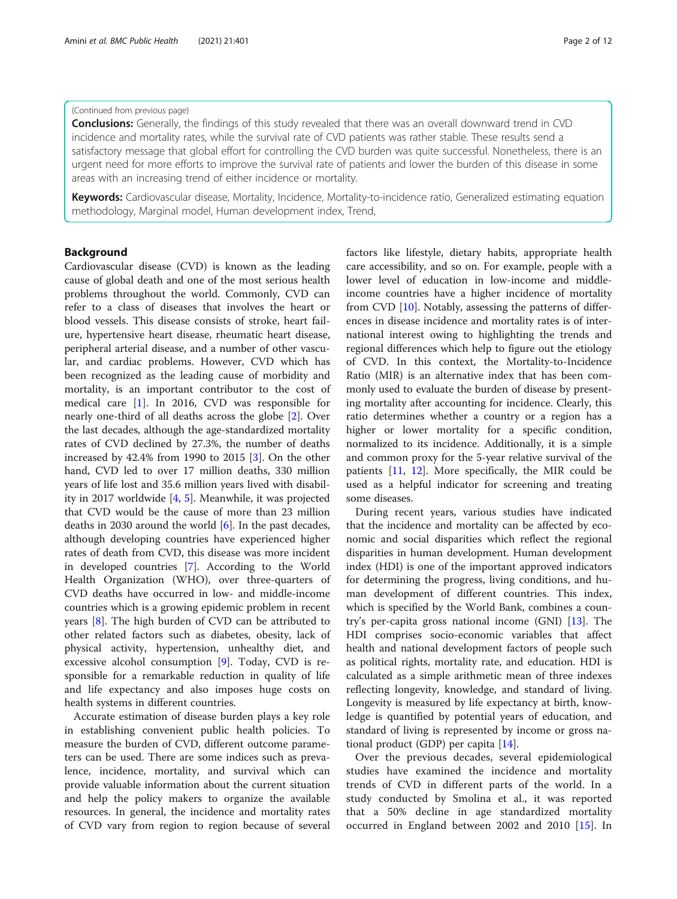(Continued from previous page)

**Conclusions:** Generally, the findings of this study revealed that there was an overall downward trend in CVD incidence and mortality rates, while the survival rate of CVD patients was rather stable. These results send a satisfactory message that global effort for controlling the CVD burden was quite successful. Nonetheless, there is an urgent need for more efforts to improve the survival rate of patients and lower the burden of this disease in some areas with an increasing trend of either incidence or mortality.

**Keywords:** Cardiovascular disease, Mortality, Incidence, Mortality-to-incidence ratio, Generalized estimating equation methodology, Marginal model, Human development index, Trend,

## Background

Cardiovascular disease (CVD) is known as the leading cause of global death and one of the most serious health problems throughout the world. Commonly, CVD can refer to a class of diseases that involves the heart or blood vessels. This disease consists of stroke, heart failure, hypertensive heart disease, rheumatic heart disease, peripheral arterial disease, and a number of other vascular, and cardiac problems. However, CVD which has been recognized as the leading cause of morbidity and mortality, is an important contributor to the cost of medical care [1]. In 2016, CVD was responsible for nearly one-third of all deaths across the globe [2]. Over the last decades, although the age-standardized mortality rates of CVD declined by 27.3%, the number of deaths increased by 42.4% from 1990 to 2015 [3]. On the other hand, CVD led to over 17 million deaths, 330 million years of life lost and 35.6 million years lived with disability in 2017 worldwide [4, 5]. Meanwhile, it was projected that CVD would be the cause of more than 23 million deaths in 2030 around the world [6]. In the past decades, although developing countries have experienced higher rates of death from CVD, this disease was more incident in developed countries [7]. According to the World Health Organization (WHO), over three-quarters of CVD deaths have occurred in low- and middle-income countries which is a growing epidemic problem in recent years [8]. The high burden of CVD can be attributed to other related factors such as diabetes, obesity, lack of physical activity, hypertension, unhealthy diet, and excessive alcohol consumption [9]. Today, CVD is responsible for a remarkable reduction in quality of life and life expectancy and also imposes huge costs on health systems in different countries.

Accurate estimation of disease burden plays a key role in establishing convenient public health policies. To measure the burden of CVD, different outcome parameters can be used. There are some indices such as prevalence, incidence, mortality, and survival which can provide valuable information about the current situation and help the policy makers to organize the available resources. In general, the incidence and mortality rates of CVD vary from region to region because of several factors like lifestyle, dietary habits, appropriate health care accessibility, and so on. For example, people with a lower level of education in low-income and middle-income countries have a higher incidence of mortality from CVD [10]. Notably, assessing the patterns of differences in disease incidence and mortality rates is of international interest owing to highlighting the trends and regional differences which help to figure out the etiology of CVD. In this context, the Mortality-to-Incidence Ratio (MIR) is an alternative index that has been commonly used to evaluate the burden of disease by presenting mortality after accounting for incidence. Clearly, this ratio determines whether a country or a region has a higher or lower mortality for a specific condition, normalized to its incidence. Additionally, it is a simple and common proxy for the 5-year relative survival of the patients [11, 12]. More specifically, the MIR could be used as a helpful indicator for screening and treating some diseases.

During recent years, various studies have indicated that the incidence and mortality can be affected by economic and social disparities which reflect the regional disparities in human development. Human development index (HDI) is one of the important approved indicators for determining the progress, living conditions, and human development of different countries. This index, which is specified by the World Bank, combines a country's per-capita gross national income (GNI) [13]. The HDI comprises socio-economic variables that affect health and national development factors of people such as political rights, mortality rate, and education. HDI is calculated as a simple arithmetic mean of three indexes reflecting longevity, knowledge, and standard of living. Longevity is measured by life expectancy at birth, knowledge is quantified by potential years of education, and standard of living is represented by income or gross national product (GDP) per capita [14].

Over the previous decades, several epidemiological studies have examined the incidence and mortality trends of CVD in different parts of the world. In a study conducted by Smolina et al., it was reported that a 50% decline in age standardized mortality occurred in England between 2002 and 2010 [15]. In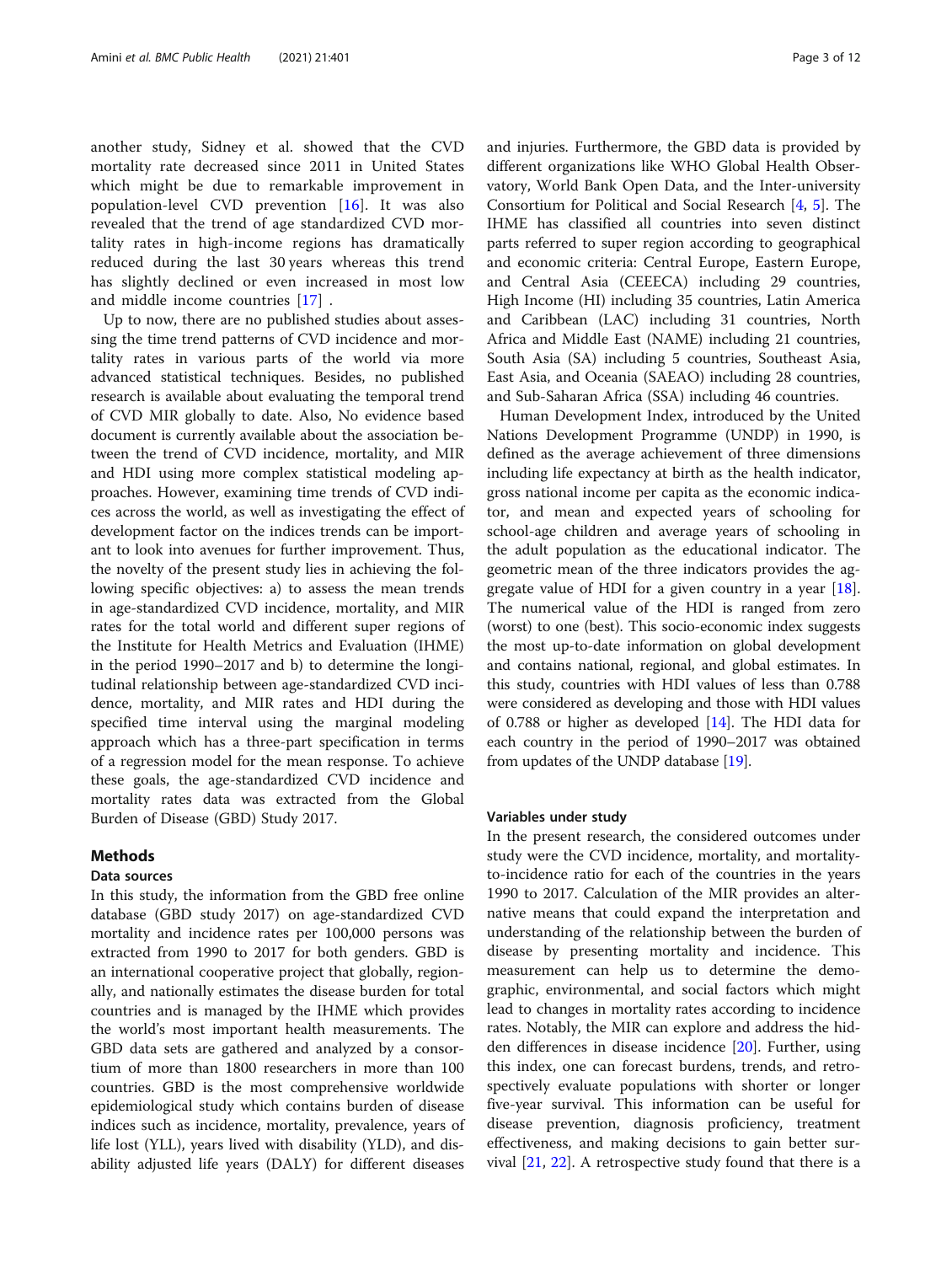another study, Sidney et al. showed that the CVD mortality rate decreased since 2011 in United States which might be due to remarkable improvement in population-level CVD prevention [16]. It was also revealed that the trend of age standardized CVD mortality rates in high-income regions has dramatically reduced during the last 30 years whereas this trend has slightly declined or even increased in most low and middle income countries [17] .

Up to now, there are no published studies about assessing the time trend patterns of CVD incidence and mortality rates in various parts of the world via more advanced statistical techniques. Besides, no published research is available about evaluating the temporal trend of CVD MIR globally to date. Also, No evidence based document is currently available about the association between the trend of CVD incidence, mortality, and MIR and HDI using more complex statistical modeling approaches. However, examining time trends of CVD indices across the world, as well as investigating the effect of development factor on the indices trends can be important to look into avenues for further improvement. Thus, the novelty of the present study lies in achieving the following specific objectives: a) to assess the mean trends in age-standardized CVD incidence, mortality, and MIR rates for the total world and different super regions of the Institute for Health Metrics and Evaluation (IHME) in the period 1990–2017 and b) to determine the longitudinal relationship between age-standardized CVD incidence, mortality, and MIR rates and HDI during the specified time interval using the marginal modeling approach which has a three-part specification in terms of a regression model for the mean response. To achieve these goals, the age-standardized CVD incidence and mortality rates data was extracted from the Global Burden of Disease (GBD) Study 2017.

## Methods

### Data sources

In this study, the information from the GBD free online database (GBD study 2017) on age-standardized CVD mortality and incidence rates per 100,000 persons was extracted from 1990 to 2017 for both genders. GBD is an international cooperative project that globally, regionally, and nationally estimates the disease burden for total countries and is managed by the IHME which provides the world's most important health measurements. The GBD data sets are gathered and analyzed by a consortium of more than 1800 researchers in more than 100 countries. GBD is the most comprehensive worldwide epidemiological study which contains burden of disease indices such as incidence, mortality, prevalence, years of life lost (YLL), years lived with disability (YLD), and disability adjusted life years (DALY) for different diseases and injuries. Furthermore, the GBD data is provided by different organizations like WHO Global Health Observatory, World Bank Open Data, and the Inter-university Consortium for Political and Social Research [4, 5]. The IHME has classified all countries into seven distinct parts referred to super region according to geographical and economic criteria: Central Europe, Eastern Europe, and Central Asia (CEEECA) including 29 countries, High Income (HI) including 35 countries, Latin America and Caribbean (LAC) including 31 countries, North Africa and Middle East (NAME) including 21 countries, South Asia (SA) including 5 countries, Southeast Asia, East Asia, and Oceania (SAEAO) including 28 countries, and Sub-Saharan Africa (SSA) including 46 countries.

Human Development Index, introduced by the United Nations Development Programme (UNDP) in 1990, is defined as the average achievement of three dimensions including life expectancy at birth as the health indicator, gross national income per capita as the economic indicator, and mean and expected years of schooling for school-age children and average years of schooling in the adult population as the educational indicator. The geometric mean of the three indicators provides the aggregate value of HDI for a given country in a year [18]. The numerical value of the HDI is ranged from zero (worst) to one (best). This socio-economic index suggests the most up-to-date information on global development and contains national, regional, and global estimates. In this study, countries with HDI values of less than 0.788 were considered as developing and those with HDI values of 0.788 or higher as developed [14]. The HDI data for each country in the period of 1990–2017 was obtained from updates of the UNDP database [19].

### Variables under study

In the present research, the considered outcomes under study were the CVD incidence, mortality, and mortality-to-incidence ratio for each of the countries in the years 1990 to 2017. Calculation of the MIR provides an alternative means that could expand the interpretation and understanding of the relationship between the burden of disease by presenting mortality and incidence. This measurement can help us to determine the demographic, environmental, and social factors which might lead to changes in mortality rates according to incidence rates. Notably, the MIR can explore and address the hidden differences in disease incidence [20]. Further, using this index, one can forecast burdens, trends, and retrospectively evaluate populations with shorter or longer five-year survival. This information can be useful for disease prevention, diagnosis proficiency, treatment effectiveness, and making decisions to gain better survival [21, 22]. A retrospective study found that there is a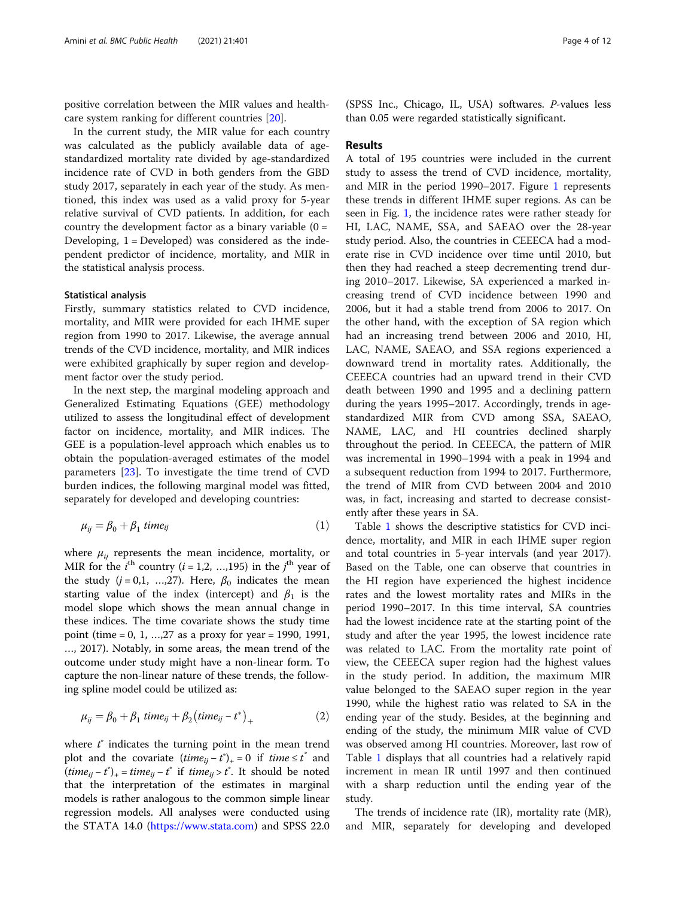positive correlation between the MIR values and healthcare system ranking for different countries [20].

In the current study, the MIR value for each country was calculated as the publicly available data of age-standardized mortality rate divided by age-standardized incidence rate of CVD in both genders from the GBD study 2017, separately in each year of the study. As mentioned, this index was used as a valid proxy for 5-year relative survival of CVD patients. In addition, for each country the development factor as a binary variable (0 = Developing, 1 = Developed) was considered as the independent predictor of incidence, mortality, and MIR in the statistical analysis process.

### Statistical analysis

Firstly, summary statistics related to CVD incidence, mortality, and MIR were provided for each IHME super region from 1990 to 2017. Likewise, the average annual trends of the CVD incidence, mortality, and MIR indices were exhibited graphically by super region and development factor over the study period.

In the next step, the marginal modeling approach and Generalized Estimating Equations (GEE) methodology utilized to assess the longitudinal effect of development factor on incidence, mortality, and MIR indices. The GEE is a population-level approach which enables us to obtain the population-averaged estimates of the model parameters [23]. To investigate the time trend of CVD burden indices, the following marginal model was fitted, separately for developed and developing countries:

$$\mu_{ij} = \beta_0 + \beta_1 \, time_{ij} \tag{1}$$

where $\mu_{ij}$ represents the mean incidence, mortality, or MIR for the $i^{\text{th}}$ country ($i = 1,2, \ldots,195$) in the $j^{\text{th}}$ year of the study ($j = 0,1, \ldots,27$). Here, $\beta_0$ indicates the mean starting value of the index (intercept) and $\beta_1$ is the model slope which shows the mean annual change in these indices. The time covariate shows the study time point (time = 0, 1, …,27 as a proxy for year = 1990, 1991, …, 2017). Notably, in some areas, the mean trend of the outcome under study might have a non-linear form. To capture the non-linear nature of these trends, the following spline model could be utilized as:

$$\mu_{ij} = \beta_0 + \beta_1 \, time_{ij} + \beta_2 \left(time_{ij} - t^*\right)_+ \tag{2}$$

where $t^*$ indicates the turning point in the mean trend plot and the covariate $(time_{ij} - t^*)_+ = 0$ if $time \le t^*$ and $(time_{ij} - t^*)_+ = time_{ij} - t^*$ if $time_{ij} > t^*$. It should be noted that the interpretation of the estimates in marginal models is rather analogous to the common simple linear regression models. All analyses were conducted using the STATA 14.0 (https://www.stata.com) and SPSS 22.0 (SPSS Inc., Chicago, IL, USA) softwares. *P*-values less than 0.05 were regarded statistically significant.

## Results

A total of 195 countries were included in the current study to assess the trend of CVD incidence, mortality, and MIR in the period 1990–2017. Figure 1 represents these trends in different IHME super regions. As can be seen in Fig. 1, the incidence rates were rather steady for HI, LAC, NAME, SSA, and SAEAO over the 28-year study period. Also, the countries in CEEECA had a moderate rise in CVD incidence over time until 2010, but then they had reached a steep decrementing trend during 2010–2017. Likewise, SA experienced a marked increasing trend of CVD incidence between 1990 and 2006, but it had a stable trend from 2006 to 2017. On the other hand, with the exception of SA region which had an increasing trend between 2006 and 2010, HI, LAC, NAME, SAEAO, and SSA regions experienced a downward trend in mortality rates. Additionally, the CEEECA countries had an upward trend in their CVD death between 1990 and 1995 and a declining pattern during the years 1995–2017. Accordingly, trends in age-standardized MIR from CVD among SSA, SAEAO, NAME, LAC, and HI countries declined sharply throughout the period. In CEEECA, the pattern of MIR was incremental in 1990–1994 with a peak in 1994 and a subsequent reduction from 1994 to 2017. Furthermore, the trend of MIR from CVD between 2004 and 2010 was, in fact, increasing and started to decrease consistently after these years in SA.

Table 1 shows the descriptive statistics for CVD incidence, mortality, and MIR in each IHME super region and total countries in 5-year intervals (and year 2017). Based on the Table, one can observe that countries in the HI region have experienced the highest incidence rates and the lowest mortality rates and MIRs in the period 1990–2017. In this time interval, SA countries had the lowest incidence rate at the starting point of the study and after the year 1995, the lowest incidence rate was related to LAC. From the mortality rate point of view, the CEEECA super region had the highest values in the study period. In addition, the maximum MIR value belonged to the SAEAO super region in the year 1990, while the highest ratio was related to SA in the ending year of the study. Besides, at the beginning and ending of the study, the minimum MIR value of CVD was observed among HI countries. Moreover, last row of Table 1 displays that all countries had a relatively rapid increment in mean IR until 1997 and then continued with a sharp reduction until the ending year of the study.

The trends of incidence rate (IR), mortality rate (MR), and MIR, separately for developing and developed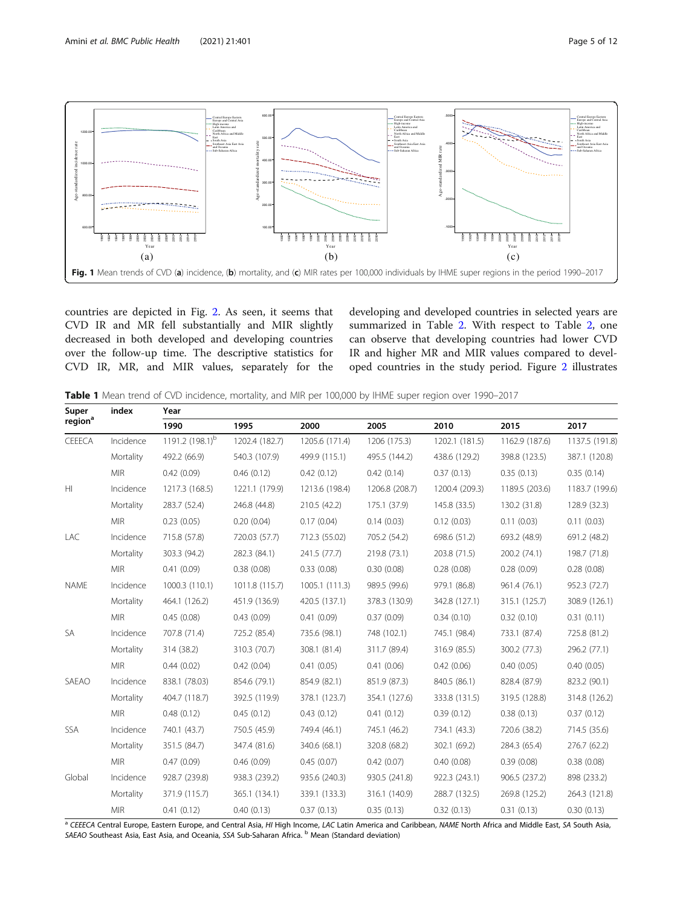Age-standardized incidence rate

1200.00

1000.00

800.00

600.00

Year

(a)

Central Europe Eastern Europe and Central Asia
High-income
Latin America and Caribbean
North Africa and Middle East
South Asia
Southeast Asia East Asia and Oceania
Sub-Saharan Africa

Age-standardized mortality rate

600.00

500.00

400.00

300.00

200.00

100.00

Year

(b)

Central Europe Eastern Europe and Central Asia
High-income
Latin America and Caribbean
North Africa and Middle East
South Asia
Southeast Asia East Asia and Oceania
Sub-Saharan Africa

Age-standardized MIR rate

.5000

.4000

.3000

.2000

.1000

Year

(c)

Central Europe Eastern Europe and Central Asia
High-income
Latin America and Caribbean
North Africa and Middle East
South Asia
Southeast Asia East Asia and Oceania
Sub-Saharan Africa

**Fig. 1** Mean trends of CVD (**a**) incidence, (**b**) mortality, and (**c**) MIR rates per 100,000 individuals by IHME super regions in the period 1990–2017

countries are depicted in Fig. 2. As seen, it seems that CVD IR and MR fell substantially and MIR slightly decreased in both developed and developing countries over the follow-up time. The descriptive statistics for CVD IR, MR, and MIR values, separately for the developing and developed countries in selected years are summarized in Table 2. With respect to Table 2, one can observe that developing countries had lower CVD IR and higher MR and MIR values compared to developed countries in the study period. Figure 2 illustrates

**Table 1** Mean trend of CVD incidence, mortality, and MIR per 100,000 by IHME super region over 1990–2017

| Super region[a] | index | Year | | | | | | |
|---|---|---|---|---|---|---|---|---|
| | | 1990 | 1995 | 2000 | 2005 | 2010 | 2015 | 2017 |
| CEEECA | Incidence | 1191.2 (198.1)[b] | 1202.4 (182.7) | 1205.6 (171.4) | 1206 (175.3) | 1202.1 (181.5) | 1162.9 (187.6) | 1137.5 (191.8) |
| | Mortality | 492.2 (66.9) | 540.3 (107.9) | 499.9 (115.1) | 495.5 (144.2) | 438.6 (129.2) | 398.8 (123.5) | 387.1 (120.8) |
| | MIR | 0.42 (0.09) | 0.46 (0.12) | 0.42 (0.12) | 0.42 (0.14) | 0.37 (0.13) | 0.35 (0.13) | 0.35 (0.14) |
| HI | Incidence | 1217.3 (168.5) | 1221.1 (179.9) | 1213.6 (198.4) | 1206.8 (208.7) | 1200.4 (209.3) | 1189.5 (203.6) | 1183.7 (199.6) |
| | Mortality | 283.7 (52.4) | 246.8 (44.8) | 210.5 (42.2) | 175.1 (37.9) | 145.8 (33.5) | 130.2 (31.8) | 128.9 (32.3) |
| | MIR | 0.23 (0.05) | 0.20 (0.04) | 0.17 (0.04) | 0.14 (0.03) | 0.12 (0.03) | 0.11 (0.03) | 0.11 (0.03) |
| LAC | Incidence | 715.8 (57.8) | 720.03 (57.7) | 712.3 (55.02) | 705.2 (54.2) | 698.6 (51.2) | 693.2 (48.9) | 691.2 (48.2) |
| | Mortality | 303.3 (94.2) | 282.3 (84.1) | 241.5 (77.7) | 219.8 (73.1) | 203.8 (71.5) | 200.2 (74.1) | 198.7 (71.8) |
| | MIR | 0.41 (0.09) | 0.38 (0.08) | 0.33 (0.08) | 0.30 (0.08) | 0.28 (0.08) | 0.28 (0.09) | 0.28 (0.08) |
| NAME | Incidence | 1000.3 (110.1) | 1011.8 (115.7) | 1005.1 (111.3) | 989.5 (99.6) | 979.1 (86.8) | 961.4 (76.1) | 952.3 (72.7) |
| | Mortality | 464.1 (126.2) | 451.9 (136.9) | 420.5 (137.1) | 378.3 (130.9) | 342.8 (127.1) | 315.1 (125.7) | 308.9 (126.1) |
| | MIR | 0.45 (0.08) | 0.43 (0.09) | 0.41 (0.09) | 0.37 (0.09) | 0.34 (0.10) | 0.32 (0.10) | 0.31 (0.11) |
| SA | Incidence | 707.8 (71.4) | 725.2 (85.4) | 735.6 (98.1) | 748 (102.1) | 745.1 (98.4) | 733.1 (87.4) | 725.8 (81.2) |
| | Mortality | 314 (38.2) | 310.3 (70.7) | 308.1 (81.4) | 311.7 (89.4) | 316.9 (85.5) | 300.2 (77.3) | 296.2 (77.1) |
| | MIR | 0.44 (0.02) | 0.42 (0.04) | 0.41 (0.05) | 0.41 (0.06) | 0.42 (0.06) | 0.40 (0.05) | 0.40 (0.05) |
| SAEAO | Incidence | 838.1 (78.03) | 854.6 (79.1) | 854.9 (82.1) | 851.9 (87.3) | 840.5 (86.1) | 828.4 (87.9) | 823.2 (90.1) |
| | Mortality | 404.7 (118.7) | 392.5 (119.9) | 378.1 (123.7) | 354.1 (127.6) | 333.8 (131.5) | 319.5 (128.8) | 314.8 (126.2) |
| | MIR | 0.48 (0.12) | 0.45 (0.12) | 0.43 (0.12) | 0.41 (0.12) | 0.39 (0.12) | 0.38 (0.13) | 0.37 (0.12) |
| SSA | Incidence | 740.1 (43.7) | 750.5 (45.9) | 749.4 (46.1) | 745.1 (46.2) | 734.1 (43.3) | 720.6 (38.2) | 714.5 (35.6) |
| | Mortality | 351.5 (84.7) | 347.4 (81.6) | 340.6 (68.1) | 320.8 (68.2) | 302.1 (69.2) | 284.3 (65.4) | 276.7 (62.2) |
| | MIR | 0.47 (0.09) | 0.46 (0.09) | 0.45 (0.07) | 0.42 (0.07) | 0.40 (0.08) | 0.39 (0.08) | 0.38 (0.08) |
| Global | Incidence | 928.7 (239.8) | 938.3 (239.2) | 935.6 (240.3) | 930.5 (241.8) | 922.3 (243.1) | 906.5 (237.2) | 898 (233.2) |
| | Mortality | 371.9 (115.7) | 365.1 (134.1) | 339.1 (133.3) | 316.1 (140.9) | 288.7 (132.5) | 269.8 (125.2) | 264.3 (121.8) |
| | MIR | 0.41 (0.12) | 0.40 (0.13) | 0.37 (0.13) | 0.35 (0.13) | 0.32 (0.13) | 0.31 (0.13) | 0.30 (0.13) |

[a] *CEEECA* Central Europe, Eastern Europe, and Central Asia, *HI* High Income, *LAC* Latin America and Caribbean, *NAME* North Africa and Middle East, *SA* South Asia, *SAEAO* Southeast Asia, East Asia, and Oceania, *SSA* Sub-Saharan Africa. [b] Mean (Standard deviation)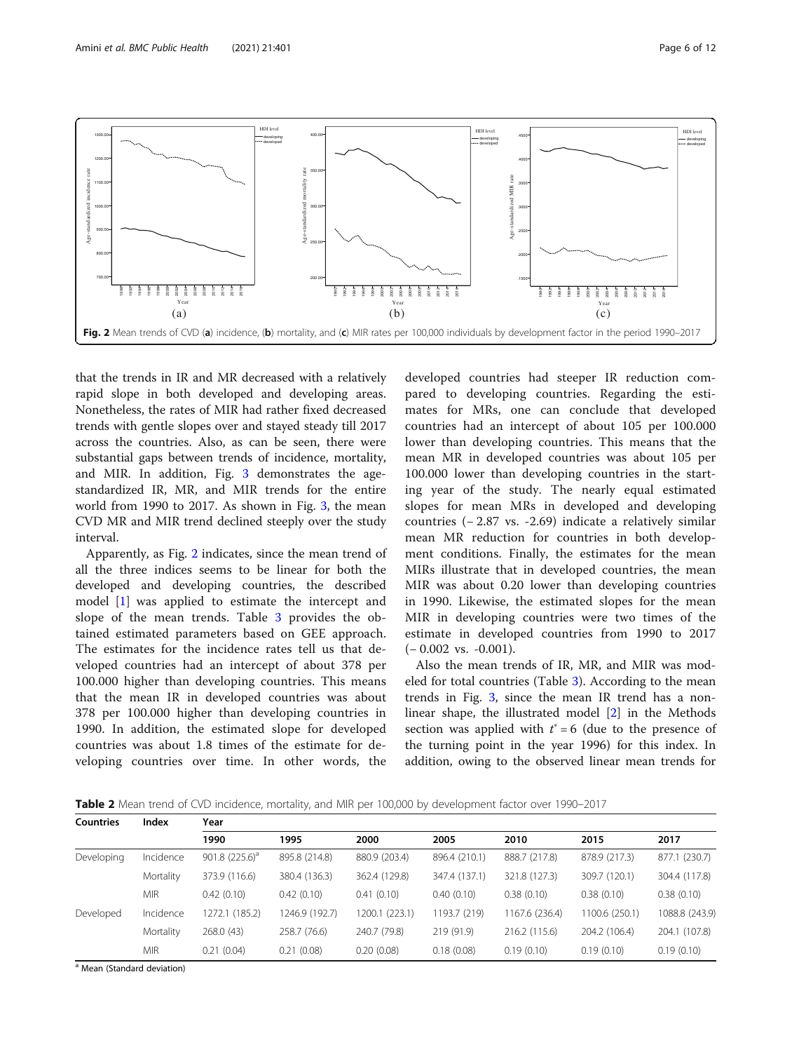HDI level
developing
developed

Age-standardized incidence rate

1300.00
1200.00
1100.00
1000.00
900.00
800.00
700.00

Year

(a)

HDI level
developing
developed

Age-standardized mortality rate

400.00
350.00
300.00
250.00
200.00

Year

(b)

HDI level
developing
developed

Age-standardized MIR rate

.4500
.4000
.3500
.3000
.2500
.2000
.1500

Year

(c)

**Fig. 2** Mean trends of CVD (**a**) incidence, (**b**) mortality, and (**c**) MIR rates per 100,000 individuals by development factor in the period 1990–2017

that the trends in IR and MR decreased with a relatively rapid slope in both developed and developing areas. Nonetheless, the rates of MIR had rather fixed decreased trends with gentle slopes over and stayed steady till 2017 across the countries. Also, as can be seen, there were substantial gaps between trends of incidence, mortality, and MIR. In addition, Fig. 3 demonstrates the age-standardized IR, MR, and MIR trends for the entire world from 1990 to 2017. As shown in Fig. 3, the mean CVD MR and MIR trend declined steeply over the study interval.

Apparently, as Fig. 2 indicates, since the mean trend of all the three indices seems to be linear for both the developed and developing countries, the described model [1] was applied to estimate the intercept and slope of the mean trends. Table 3 provides the obtained estimated parameters based on GEE approach. The estimates for the incidence rates tell us that developed countries had an intercept of about 378 per 100.000 higher than developing countries. This means that the mean IR in developed countries was about 378 per 100.000 higher than developing countries in 1990. In addition, the estimated slope for developed countries was about 1.8 times of the estimate for developing countries over time. In other words, the developed countries had steeper IR reduction compared to developing countries. Regarding the estimates for MRs, one can conclude that developed countries had an intercept of about 105 per 100.000 lower than developing countries. This means that the mean MR in developed countries was about 105 per 100.000 lower than developing countries in the starting year of the study. The nearly equal estimated slopes for mean MRs in developed and developing countries (− 2.87 vs. -2.69) indicate a relatively similar mean MR reduction for countries in both development conditions. Finally, the estimates for the mean MIRs illustrate that in developed countries, the mean MIR was about 0.20 lower than developing countries in 1990. Likewise, the estimated slopes for the mean MIR in developing countries were two times of the estimate in developed countries from 1990 to 2017 (− 0.002 vs. -0.001).

Also the mean trends of IR, MR, and MIR was modeled for total countries (Table 3). According to the mean trends in Fig. 3, since the mean IR trend has a non-linear shape, the illustrated model [2] in the Methods section was applied with $t^* = 6$ (due to the presence of the turning point in the year 1996) for this index. In addition, owing to the observed linear mean trends for

**Table 2** Mean trend of CVD incidence, mortality, and MIR per 100,000 by development factor over 1990–2017

| Countries | Index | Year | | | | | | |
|---|---|---|---|---|---|---|---|---|
| | | 1990 | 1995 | 2000 | 2005 | 2010 | 2015 | 2017 |
| Developing | Incidence | 901.8 (225.6)[a] | 895.8 (214.8) | 880.9 (203.4) | 896.4 (210.1) | 888.7 (217.8) | 878.9 (217.3) | 877.1 (230.7) |
| | Mortality | 373.9 (116.6) | 380.4 (136.3) | 362.4 (129.8) | 347.4 (137.1) | 321.8 (127.3) | 309.7 (120.1) | 304.4 (117.8) |
| | MIR | 0.42 (0.10) | 0.42 (0.10) | 0.41 (0.10) | 0.40 (0.10) | 0.38 (0.10) | 0.38 (0.10) | 0.38 (0.10) |
| Developed | Incidence | 1272.1 (185.2) | 1246.9 (192.7) | 1200.1 (223.1) | 1193.7 (219) | 1167.6 (236.4) | 1100.6 (250.1) | 1088.8 (243.9) |
| | Mortality | 268.0 (43) | 258.7 (76.6) | 240.7 (79.8) | 219 (91.9) | 216.2 (115.6) | 204.2 (106.4) | 204.1 (107.8) |
| | MIR | 0.21 (0.04) | 0.21 (0.08) | 0.20 (0.08) | 0.18 (0.08) | 0.19 (0.10) | 0.19 (0.10) | 0.19 (0.10) |

[a] Mean (Standard deviation)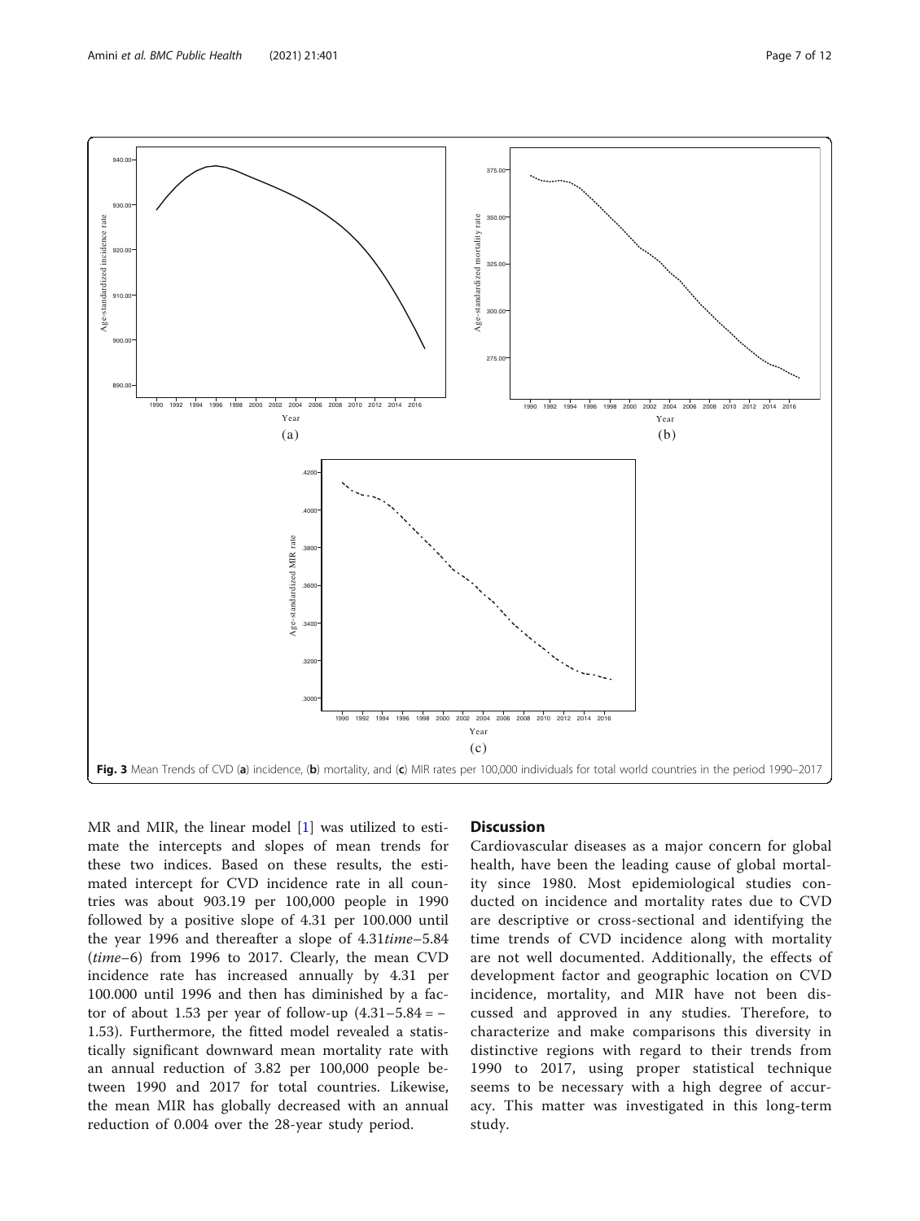940.00
930.00
920.00
910.00
900.00
890.00
Age-standardized incidence rate
1990 1992 1994 1996 1998 2000 2002 2004 2006 2008 2010 2012 2014 2016
Year
(a)

375.00
350.00
325.00
300.00
275.00
Age-standardized mortality rate
1990 1992 1994 1996 1998 2000 2002 2004 2006 2008 2010 2012 2014 2016
Year
(b)

.4200
.4000
.3800
.3600
.3400
.3200
.3000
Age-standardized MIR rate
1990 1992 1994 1996 1998 2000 2002 2004 2006 2008 2010 2012 2014 2016
Year
(c)

**Fig. 3** Mean Trends of CVD (**a**) incidence, (**b**) mortality, and (**c**) MIR rates per 100,000 individuals for total world countries in the period 1990–2017

MR and MIR, the linear model [1] was utilized to estimate the intercepts and slopes of mean trends for these two indices. Based on these results, the estimated intercept for CVD incidence rate in all countries was about 903.19 per 100,000 people in 1990 followed by a positive slope of 4.31 per 100.000 until the year 1996 and thereafter a slope of 4.31*time*−5.84 (*time*−6) from 1996 to 2017. Clearly, the mean CVD incidence rate has increased annually by 4.31 per 100.000 until 1996 and then has diminished by a factor of about 1.53 per year of follow-up (4.31–5.84 = − 1.53). Furthermore, the fitted model revealed a statistically significant downward mean mortality rate with an annual reduction of 3.82 per 100,000 people between 1990 and 2017 for total countries. Likewise, the mean MIR has globally decreased with an annual reduction of 0.004 over the 28-year study period.

## Discussion

Cardiovascular diseases as a major concern for global health, have been the leading cause of global mortality since 1980. Most epidemiological studies conducted on incidence and mortality rates due to CVD are descriptive or cross-sectional and identifying the time trends of CVD incidence along with mortality are not well documented. Additionally, the effects of development factor and geographic location on CVD incidence, mortality, and MIR have not been discussed and approved in any studies. Therefore, to characterize and make comparisons this diversity in distinctive regions with regard to their trends from 1990 to 2017, using proper statistical technique seems to be necessary with a high degree of accuracy. This matter was investigated in this long-term study.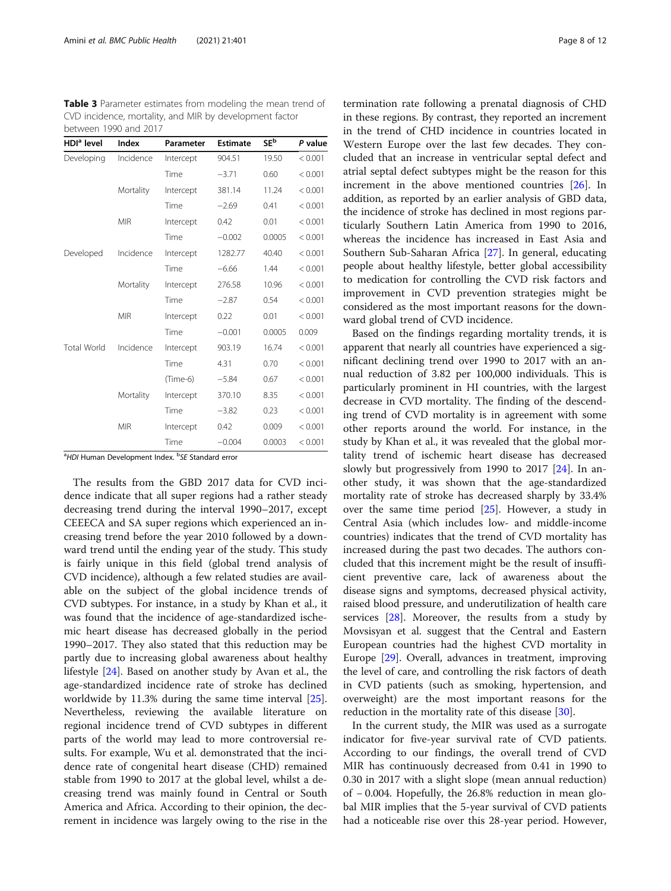**Table 3** Parameter estimates from modeling the mean trend of CVD incidence, mortality, and MIR by development factor between 1990 and 2017

| HDI[a] level | Index | Parameter | Estimate | SE[b] | *P* value |
|---|---|---|---|---|---|
| Developing | Incidence | Intercept | 904.51 | 19.50 | < 0.001 |
| | | Time | −3.71 | 0.60 | < 0.001 |
| | Mortality | Intercept | 381.14 | 11.24 | < 0.001 |
| | | Time | −2.69 | 0.41 | < 0.001 |
| | MIR | Intercept | 0.42 | 0.01 | < 0.001 |
| | | Time | −0.002 | 0.0005 | < 0.001 |
| Developed | Incidence | Intercept | 1282.77 | 40.40 | < 0.001 |
| | | Time | −6.66 | 1.44 | < 0.001 |
| | Mortality | Intercept | 276.58 | 10.96 | < 0.001 |
| | | Time | −2.87 | 0.54 | < 0.001 |
| | MIR | Intercept | 0.22 | 0.01 | < 0.001 |
| | | Time | −0.001 | 0.0005 | 0.009 |
| Total World | Incidence | Intercept | 903.19 | 16.74 | < 0.001 |
| | | Time | 4.31 | 0.70 | < 0.001 |
| | | (Time-6) | −5.84 | 0.67 | < 0.001 |
| | Mortality | Intercept | 370.10 | 8.35 | < 0.001 |
| | | Time | −3.82 | 0.23 | < 0.001 |
| | MIR | Intercept | 0.42 | 0.009 | < 0.001 |
| | | Time | −0.004 | 0.0003 | < 0.001 |

[a]*HDI* Human Development Index. [b]*SE* Standard error

The results from the GBD 2017 data for CVD incidence indicate that all super regions had a rather steady decreasing trend during the interval 1990–2017, except CEEECA and SA super regions which experienced an increasing trend before the year 2010 followed by a downward trend until the ending year of the study. This study is fairly unique in this field (global trend analysis of CVD incidence), although a few related studies are available on the subject of the global incidence trends of CVD subtypes. For instance, in a study by Khan et al., it was found that the incidence of age-standardized ischemic heart disease has decreased globally in the period 1990–2017. They also stated that this reduction may be partly due to increasing global awareness about healthy lifestyle [24]. Based on another study by Avan et al., the age-standardized incidence rate of stroke has declined worldwide by 11.3% during the same time interval [25]. Nevertheless, reviewing the available literature on regional incidence trend of CVD subtypes in different parts of the world may lead to more controversial results. For example, Wu et al. demonstrated that the incidence rate of congenital heart disease (CHD) remained stable from 1990 to 2017 at the global level, whilst a decreasing trend was mainly found in Central or South America and Africa. According to their opinion, the decrement in incidence was largely owing to the rise in the termination rate following a prenatal diagnosis of CHD in these regions. By contrast, they reported an increment in the trend of CHD incidence in countries located in Western Europe over the last few decades. They concluded that an increase in ventricular septal defect and atrial septal defect subtypes might be the reason for this increment in the above mentioned countries [26]. In addition, as reported by an earlier analysis of GBD data, the incidence of stroke has declined in most regions particularly Southern Latin America from 1990 to 2016, whereas the incidence has increased in East Asia and Southern Sub-Saharan Africa [27]. In general, educating people about healthy lifestyle, better global accessibility to medication for controlling the CVD risk factors and improvement in CVD prevention strategies might be considered as the most important reasons for the downward global trend of CVD incidence.

Based on the findings regarding mortality trends, it is apparent that nearly all countries have experienced a significant declining trend over 1990 to 2017 with an annual reduction of 3.82 per 100,000 individuals. This is particularly prominent in HI countries, with the largest decrease in CVD mortality. The finding of the descending trend of CVD mortality is in agreement with some other reports around the world. For instance, in the study by Khan et al., it was revealed that the global mortality trend of ischemic heart disease has decreased slowly but progressively from 1990 to 2017 [24]. In another study, it was shown that the age-standardized mortality rate of stroke has decreased sharply by 33.4% over the same time period [25]. However, a study in Central Asia (which includes low- and middle-income countries) indicates that the trend of CVD mortality has increased during the past two decades. The authors concluded that this increment might be the result of insufficient preventive care, lack of awareness about the disease signs and symptoms, decreased physical activity, raised blood pressure, and underutilization of health care services [28]. Moreover, the results from a study by Movsisyan et al. suggest that the Central and Eastern European countries had the highest CVD mortality in Europe [29]. Overall, advances in treatment, improving the level of care, and controlling the risk factors of death in CVD patients (such as smoking, hypertension, and overweight) are the most important reasons for the reduction in the mortality rate of this disease [30].

In the current study, the MIR was used as a surrogate indicator for five-year survival rate of CVD patients. According to our findings, the overall trend of CVD MIR has continuously decreased from 0.41 in 1990 to 0.30 in 2017 with a slight slope (mean annual reduction) of − 0.004. Hopefully, the 26.8% reduction in mean global MIR implies that the 5-year survival of CVD patients had a noticeable rise over this 28-year period. However,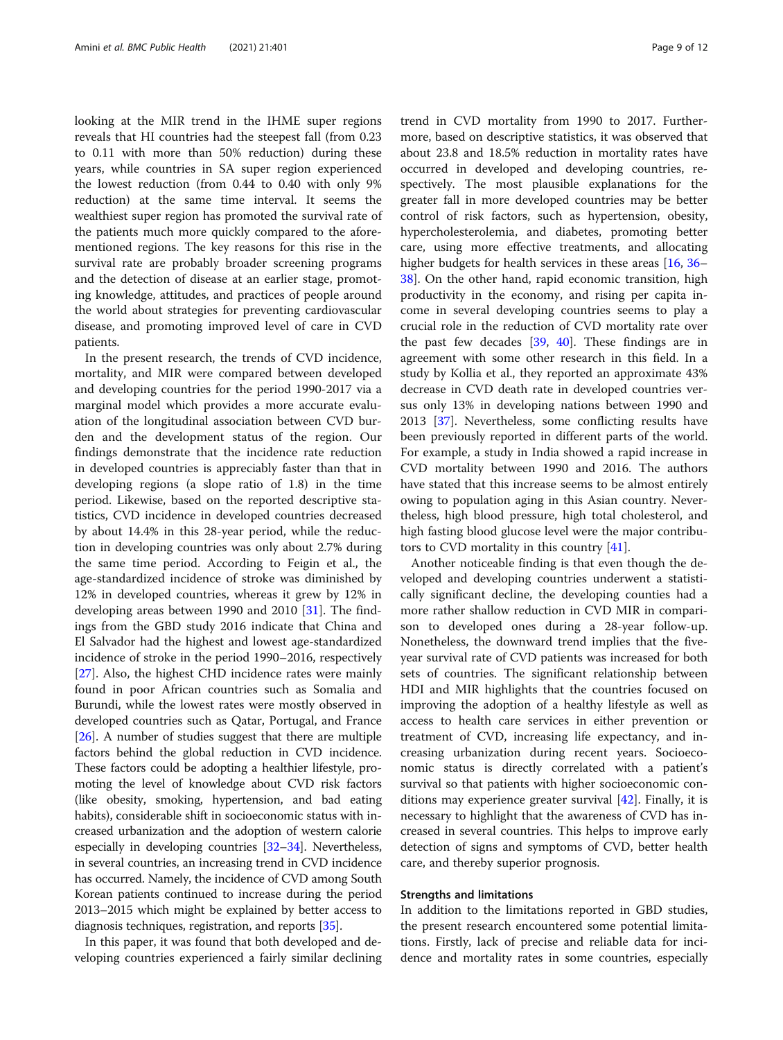looking at the MIR trend in the IHME super regions reveals that HI countries had the steepest fall (from 0.23 to 0.11 with more than 50% reduction) during these years, while countries in SA super region experienced the lowest reduction (from 0.44 to 0.40 with only 9% reduction) at the same time interval. It seems the wealthiest super region has promoted the survival rate of the patients much more quickly compared to the aforementioned regions. The key reasons for this rise in the survival rate are probably broader screening programs and the detection of disease at an earlier stage, promoting knowledge, attitudes, and practices of people around the world about strategies for preventing cardiovascular disease, and promoting improved level of care in CVD patients.

In the present research, the trends of CVD incidence, mortality, and MIR were compared between developed and developing countries for the period 1990-2017 via a marginal model which provides a more accurate evaluation of the longitudinal association between CVD burden and the development status of the region. Our findings demonstrate that the incidence rate reduction in developed countries is appreciably faster than that in developing regions (a slope ratio of 1.8) in the time period. Likewise, based on the reported descriptive statistics, CVD incidence in developed countries decreased by about 14.4% in this 28-year period, while the reduction in developing countries was only about 2.7% during the same time period. According to Feigin et al., the age-standardized incidence of stroke was diminished by 12% in developed countries, whereas it grew by 12% in developing areas between 1990 and 2010 [31]. The findings from the GBD study 2016 indicate that China and El Salvador had the highest and lowest age-standardized incidence of stroke in the period 1990–2016, respectively [27]. Also, the highest CHD incidence rates were mainly found in poor African countries such as Somalia and Burundi, while the lowest rates were mostly observed in developed countries such as Qatar, Portugal, and France [26]. A number of studies suggest that there are multiple factors behind the global reduction in CVD incidence. These factors could be adopting a healthier lifestyle, promoting the level of knowledge about CVD risk factors (like obesity, smoking, hypertension, and bad eating habits), considerable shift in socioeconomic status with increased urbanization and the adoption of western calorie especially in developing countries [32–34]. Nevertheless, in several countries, an increasing trend in CVD incidence has occurred. Namely, the incidence of CVD among South Korean patients continued to increase during the period 2013–2015 which might be explained by better access to diagnosis techniques, registration, and reports [35].

In this paper, it was found that both developed and developing countries experienced a fairly similar declining trend in CVD mortality from 1990 to 2017. Furthermore, based on descriptive statistics, it was observed that about 23.8 and 18.5% reduction in mortality rates have occurred in developed and developing countries, respectively. The most plausible explanations for the greater fall in more developed countries may be better control of risk factors, such as hypertension, obesity, hypercholesterolemia, and diabetes, promoting better care, using more effective treatments, and allocating higher budgets for health services in these areas [16, 36–38]. On the other hand, rapid economic transition, high productivity in the economy, and rising per capita income in several developing countries seems to play a crucial role in the reduction of CVD mortality rate over the past few decades [39, 40]. These findings are in agreement with some other research in this field. In a study by Kollia et al., they reported an approximate 43% decrease in CVD death rate in developed countries versus only 13% in developing nations between 1990 and 2013 [37]. Nevertheless, some conflicting results have been previously reported in different parts of the world. For example, a study in India showed a rapid increase in CVD mortality between 1990 and 2016. The authors have stated that this increase seems to be almost entirely owing to population aging in this Asian country. Nevertheless, high blood pressure, high total cholesterol, and high fasting blood glucose level were the major contributors to CVD mortality in this country [41].

Another noticeable finding is that even though the developed and developing countries underwent a statistically significant decline, the developing counties had a more rather shallow reduction in CVD MIR in comparison to developed ones during a 28-year follow-up. Nonetheless, the downward trend implies that the five-year survival rate of CVD patients was increased for both sets of countries. The significant relationship between HDI and MIR highlights that the countries focused on improving the adoption of a healthy lifestyle as well as access to health care services in either prevention or treatment of CVD, increasing life expectancy, and increasing urbanization during recent years. Socioeconomic status is directly correlated with a patient's survival so that patients with higher socioeconomic conditions may experience greater survival [42]. Finally, it is necessary to highlight that the awareness of CVD has increased in several countries. This helps to improve early detection of signs and symptoms of CVD, better health care, and thereby superior prognosis.

### Strengths and limitations

In addition to the limitations reported in GBD studies, the present research encountered some potential limitations. Firstly, lack of precise and reliable data for incidence and mortality rates in some countries, especially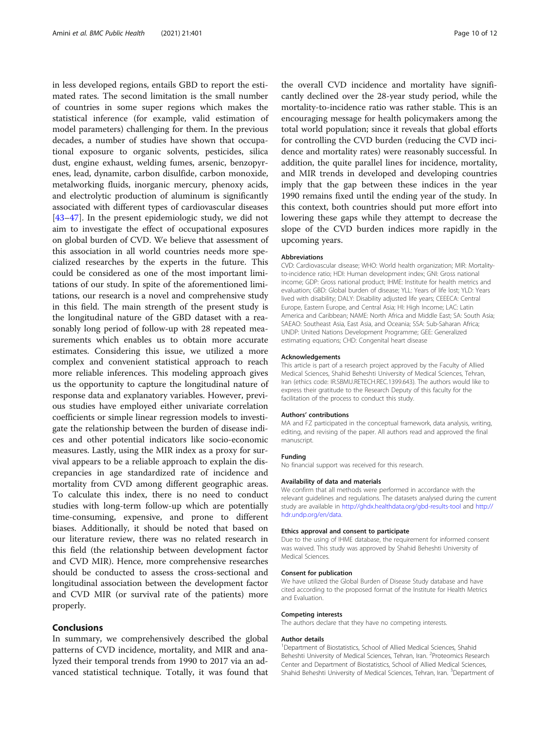in less developed regions, entails GBD to report the estimated rates. The second limitation is the small number of countries in some super regions which makes the statistical inference (for example, valid estimation of model parameters) challenging for them. In the previous decades, a number of studies have shown that occupational exposure to organic solvents, pesticides, silica dust, engine exhaust, welding fumes, arsenic, benzopyrenes, lead, dynamite, carbon disulfide, carbon monoxide, metalworking fluids, inorganic mercury, phenoxy acids, and electrolytic production of aluminum is significantly associated with different types of cardiovascular diseases [43–47]. In the present epidemiologic study, we did not aim to investigate the effect of occupational exposures on global burden of CVD. We believe that assessment of this association in all world countries needs more specialized researches by the experts in the future. This could be considered as one of the most important limitations of our study. In spite of the aforementioned limitations, our research is a novel and comprehensive study in this field. The main strength of the present study is the longitudinal nature of the GBD dataset with a reasonably long period of follow-up with 28 repeated measurements which enables us to obtain more accurate estimates. Considering this issue, we utilized a more complex and convenient statistical approach to reach more reliable inferences. This modeling approach gives us the opportunity to capture the longitudinal nature of response data and explanatory variables. However, previous studies have employed either univariate correlation coefficients or simple linear regression models to investigate the relationship between the burden of disease indices and other potential indicators like socio-economic measures. Lastly, using the MIR index as a proxy for survival appears to be a reliable approach to explain the discrepancies in age standardized rate of incidence and mortality from CVD among different geographic areas. To calculate this index, there is no need to conduct studies with long-term follow-up which are potentially time-consuming, expensive, and prone to different biases. Additionally, it should be noted that based on our literature review, there was no related research in this field (the relationship between development factor and CVD MIR). Hence, more comprehensive researches should be conducted to assess the cross-sectional and longitudinal association between the development factor and CVD MIR (or survival rate of the patients) more properly.

## Conclusions

In summary, we comprehensively described the global patterns of CVD incidence, mortality, and MIR and analyzed their temporal trends from 1990 to 2017 via an advanced statistical technique. Totally, it was found that the overall CVD incidence and mortality have significantly declined over the 28-year study period, while the mortality-to-incidence ratio was rather stable. This is an encouraging message for health policymakers among the total world population; since it reveals that global efforts for controlling the CVD burden (reducing the CVD incidence and mortality rates) were reasonably successful. In addition, the quite parallel lines for incidence, mortality, and MIR trends in developed and developing countries imply that the gap between these indices in the year 1990 remains fixed until the ending year of the study. In this context, both countries should put more effort into lowering these gaps while they attempt to decrease the slope of the CVD burden indices more rapidly in the upcoming years.

### Abbreviations

CVD: Cardiovascular disease; WHO: World health organization; MIR: Mortality-to-incidence ratio; HDI: Human development index; GNI: Gross national income; GDP: Gross national product; IHME: Institute for health metrics and evaluation; GBD: Global burden of disease; YLL: Years of life lost; YLD: Years lived with disability; DALY: Disability adjusted life years; CEEECA: Central Europe, Eastern Europe, and Central Asia; HI: High Income; LAC: Latin America and Caribbean; NAME: North Africa and Middle East; SA: South Asia; SAEAO: Southeast Asia, East Asia, and Oceania; SSA: Sub-Saharan Africa; UNDP: United Nations Development Programme; GEE: Generalized estimating equations; CHD: Congenital heart disease

### Acknowledgements

This article is part of a research project approved by the Faculty of Allied Medical Sciences, Shahid Beheshti University of Medical Sciences, Tehran, Iran (ethics code: IR.SBMU.RETECH.REC.1399.643). The authors would like to express their gratitude to the Research Deputy of this faculty for the facilitation of the process to conduct this study.

### Authors' contributions

MA and FZ participated in the conceptual framework, data analysis, writing, editing, and revising of the paper. All authors read and approved the final manuscript.

### Funding

No financial support was received for this research.

### Availability of data and materials

We confirm that all methods were performed in accordance with the relevant guidelines and regulations. The datasets analysed during the current study are available in http://ghdx.healthdata.org/gbd-results-tool and http://hdr.undp.org/en/data.

### Ethics approval and consent to participate

Due to the using of IHME database, the requirement for informed consent was waived. This study was approved by Shahid Beheshti University of Medical Sciences.

### Consent for publication

We have utilized the Global Burden of Disease Study database and have cited according to the proposed format of the Institute for Health Metrics and Evaluation.

### Competing interests

The authors declare that they have no competing interests.

### Author details

[1]Department of Biostatistics, School of Allied Medical Sciences, Shahid Beheshti University of Medical Sciences, Tehran, Iran. [2]Proteomics Research Center and Department of Biostatistics, School of Allied Medical Sciences, Shahid Beheshti University of Medical Sciences, Tehran, Iran. [3]Department of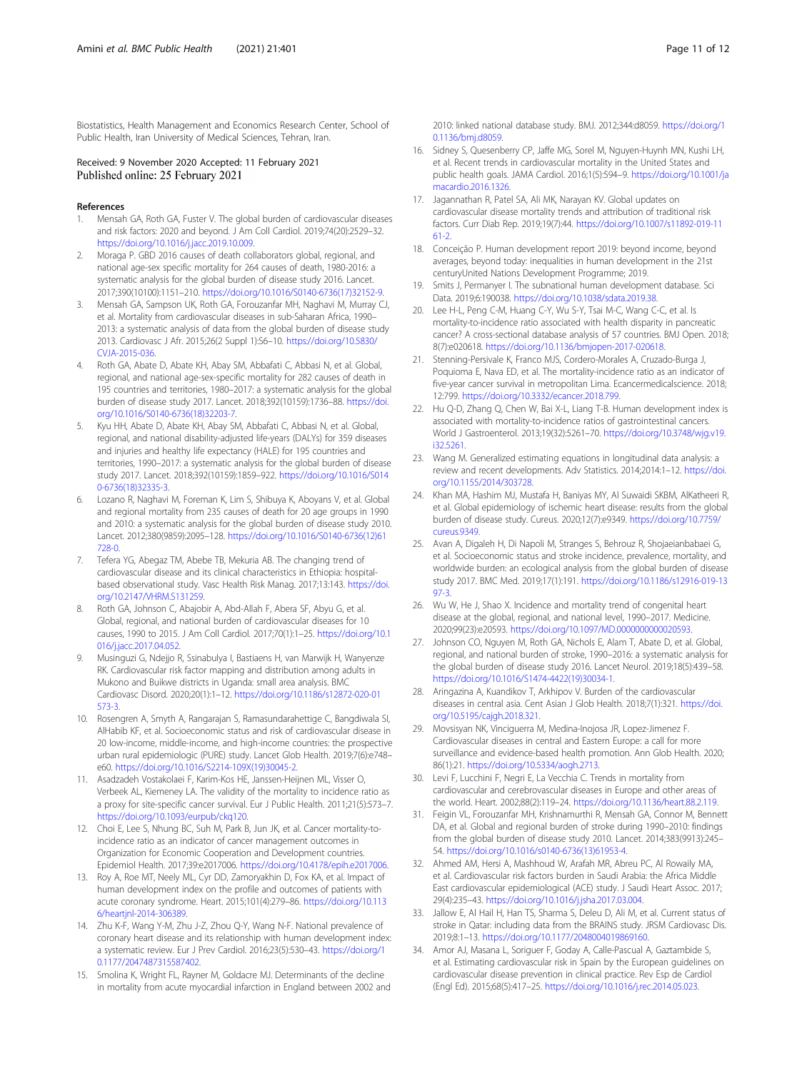Biostatistics, Health Management and Economics Research Center, School of Public Health, Iran University of Medical Sciences, Tehran, Iran.

Received: 9 November 2020 Accepted: 11 February 2021
Published online: 25 February 2021

## References

1. Mensah GA, Roth GA, Fuster V. The global burden of cardiovascular diseases and risk factors: 2020 and beyond. J Am Coll Cardiol. 2019;74(20):2529–32. https://doi.org/10.1016/j.jacc.2019.10.009.
2. Moraga P. GBD 2016 causes of death collaborators global, regional, and national age-sex specific mortality for 264 causes of death, 1980-2016: a systematic analysis for the global burden of disease study 2016. Lancet. 2017;390(10100):1151–210. https://doi.org/10.1016/S0140-6736(17)32152-9.
3. Mensah GA, Sampson UK, Roth GA, Forouzanfar MH, Naghavi M, Murray CJ, et al. Mortality from cardiovascular diseases in sub-Saharan Africa, 1990–2013: a systematic analysis of data from the global burden of disease study 2013. Cardiovasc J Afr. 2015;26(2 Suppl 1):S6–10. https://doi.org/10.5830/CVJA-2015-036.
4. Roth GA, Abate D, Abate KH, Abay SM, Abbafati C, Abbasi N, et al. Global, regional, and national age-sex-specific mortality for 282 causes of death in 195 countries and territories, 1980–2017: a systematic analysis for the global burden of disease study 2017. Lancet. 2018;392(10159):1736–88. https://doi.org/10.1016/S0140-6736(18)32203-7.
5. Kyu HH, Abate D, Abate KH, Abay SM, Abbafati C, Abbasi N, et al. Global, regional, and national disability-adjusted life-years (DALYs) for 359 diseases and injuries and healthy life expectancy (HALE) for 195 countries and territories, 1990–2017: a systematic analysis for the global burden of disease study 2017. Lancet. 2018;392(10159):1859–922. https://doi.org/10.1016/S0140-6736(18)32335-3.
6. Lozano R, Naghavi M, Foreman K, Lim S, Shibuya K, Aboyans V, et al. Global and regional mortality from 235 causes of death for 20 age groups in 1990 and 2010: a systematic analysis for the global burden of disease study 2010. Lancet. 2012;380(9859):2095–128. https://doi.org/10.1016/S0140-6736(12)61728-0.
7. Tefera YG, Abegaz TM, Abebe TB, Mekuria AB. The changing trend of cardiovascular disease and its clinical characteristics in Ethiopia: hospital-based observational study. Vasc Health Risk Manag. 2017;13:143. https://doi.org/10.2147/VHRM.S131259.
8. Roth GA, Johnson C, Abajobir A, Abd-Allah F, Abera SF, Abyu G, et al. Global, regional, and national burden of cardiovascular diseases for 10 causes, 1990 to 2015. J Am Coll Cardiol. 2017;70(1):1–25. https://doi.org/10.1016/j.jacc.2017.04.052.
9. Musinguzi G, Ndejjo R, Ssinabulya I, Bastiaens H, van Marwijk H, Wanyenze RK. Cardiovascular risk factor mapping and distribution among adults in Mukono and Buikwe districts in Uganda: small area analysis. BMC Cardiovasc Disord. 2020;20(1):1–12. https://doi.org/10.1186/s12872-020-01573-3.
10. Rosengren A, Smyth A, Rangarajan S, Ramasundarahettige C, Bangdiwala SI, AlHabib KF, et al. Socioeconomic status and risk of cardiovascular disease in 20 low-income, middle-income, and high-income countries: the prospective urban rural epidemiologic (PURE) study. Lancet Glob Health. 2019;7(6):e748–e60. https://doi.org/10.1016/S2214-109X(19)30045-2.
11. Asadzadeh Vostakolaei F, Karim-Kos HE, Janssen-Heijnen ML, Visser O, Verbeek AL, Kiemeney LA. The validity of the mortality to incidence ratio as a proxy for site-specific cancer survival. Eur J Public Health. 2011;21(5):573–7. https://doi.org/10.1093/eurpub/ckq120.
12. Choi E, Lee S, Nhung BC, Suh M, Park B, Jun JK, et al. Cancer mortality-to-incidence ratio as an indicator of cancer management outcomes in Organization for Economic Cooperation and Development countries. Epidemiol Health. 2017;39:e2017006. https://doi.org/10.4178/epih.e2017006.
13. Roy A, Roe MT, Neely ML, Cyr DD, Zamoryakhin D, Fox KA, et al. Impact of human development index on the profile and outcomes of patients with acute coronary syndrome. Heart. 2015;101(4):279–86. https://doi.org/10.1136/heartjnl-2014-306389.
14. Zhu K-F, Wang Y-M, Zhu J-Z, Zhou Q-Y, Wang N-F. National prevalence of coronary heart disease and its relationship with human development index: a systematic review. Eur J Prev Cardiol. 2016;23(5):530–43. https://doi.org/10.1177/2047487315587402.
15. Smolina K, Wright FL, Rayner M, Goldacre MJ. Determinants of the decline in mortality from acute myocardial infarction in England between 2002 and 2010: linked national database study. BMJ. 2012;344:d8059. https://doi.org/10.1136/bmj.d8059.
16. Sidney S, Quesenberry CP, Jaffe MG, Sorel M, Nguyen-Huynh MN, Kushi LH, et al. Recent trends in cardiovascular mortality in the United States and public health goals. JAMA Cardiol. 2016;1(5):594–9. https://doi.org/10.1001/jamacardio.2016.1326.
17. Jagannathan R, Patel SA, Ali MK, Narayan KV. Global updates on cardiovascular disease mortality trends and attribution of traditional risk factors. Curr Diab Rep. 2019;19(7):44. https://doi.org/10.1007/s11892-019-1161-2.
18. Conceição P. Human development report 2019: beyond income, beyond averages, beyond today: inequalities in human development in the 21st centuryUnited Nations Development Programme; 2019.
19. Smits J, Permanyer I. The subnational human development database. Sci Data. 2019;6:190038. https://doi.org/10.1038/sdata.2019.38.
20. Lee H-L, Peng C-M, Huang C-Y, Wu S-Y, Tsai M-C, Wang C-C, et al. Is mortality-to-incidence ratio associated with health disparity in pancreatic cancer? A cross-sectional database analysis of 57 countries. BMJ Open. 2018;8(7):e020618. https://doi.org/10.1136/bmjopen-2017-020618.
21. Stenning-Persivale K, Franco MJS, Cordero-Morales A, Cruzado-Burga J, Poquioma E, Nava ED, et al. The mortality-incidence ratio as an indicator of five-year cancer survival in metropolitan Lima. Ecancermedicalscience. 2018;12:799. https://doi.org/10.3332/ecancer.2018.799.
22. Hu Q-D, Zhang Q, Chen W, Bai X-L, Liang T-B. Human development index is associated with mortality-to-incidence ratios of gastrointestinal cancers. World J Gastroenterol. 2013;19(32):5261–70. https://doi.org/10.3748/wjg.v19.i32.5261.
23. Wang M. Generalized estimating equations in longitudinal data analysis: a review and recent developments. Adv Statistics. 2014;2014:1–12. https://doi.org/10.1155/2014/303728.
24. Khan MA, Hashim MJ, Mustafa H, Baniyas MY, Al Suwaidi SKBM, AlKatheeri R, et al. Global epidemiology of ischemic heart disease: results from the global burden of disease study. Cureus. 2020;12(7):e9349. https://doi.org/10.7759/cureus.9349.
25. Avan A, Digaleh H, Di Napoli M, Stranges S, Behrouz R, Shojaeianbabaei G, et al. Socioeconomic status and stroke incidence, prevalence, mortality, and worldwide burden: an ecological analysis from the global burden of disease study 2017. BMC Med. 2019;17(1):191. https://doi.org/10.1186/s12916-019-1397-3.
26. Wu W, He J, Shao X. Incidence and mortality trend of congenital heart disease at the global, regional, and national level, 1990–2017. Medicine. 2020;99(23):e20593. https://doi.org/10.1097/MD.0000000000020593.
27. Johnson CO, Nguyen M, Roth GA, Nichols E, Alam T, Abate D, et al. Global, regional, and national burden of stroke, 1990–2016: a systematic analysis for the global burden of disease study 2016. Lancet Neurol. 2019;18(5):439–58. https://doi.org/10.1016/S1474-4422(19)30034-1.
28. Aringazina A, Kuandikov T, Arkhipov V. Burden of the cardiovascular diseases in central asia. Cent Asian J Glob Health. 2018;7(1):321. https://doi.org/10.5195/cajgh.2018.321.
29. Movsisyan NK, Vinciguerra M, Medina-Inojosa JR, Lopez-Jimenez F. Cardiovascular diseases in central and Eastern Europe: a call for more surveillance and evidence-based health promotion. Ann Glob Health. 2020;86(1):21. https://doi.org/10.5334/aogh.2713.
30. Levi F, Lucchini F, Negri E, La Vecchia C. Trends in mortality from cardiovascular and cerebrovascular diseases in Europe and other areas of the world. Heart. 2002;88(2):119–24. https://doi.org/10.1136/heart.88.2.119.
31. Feigin VL, Forouzanfar MH, Krishnamurthi R, Mensah GA, Connor M, Bennett DA, et al. Global and regional burden of stroke during 1990–2010: findings from the global burden of disease study 2010. Lancet. 2014;383(9913):245–54. https://doi.org/10.1016/s0140-6736(13)61953-4.
32. Ahmed AM, Hersi A, Mashhoud W, Arafah MR, Abreu PC, Al Rowaily MA, et al. Cardiovascular risk factors burden in Saudi Arabia: the Africa Middle East cardiovascular epidemiological (ACE) study. J Saudi Heart Assoc. 2017;29(4):235–43. https://doi.org/10.1016/j.jsha.2017.03.004.
33. Jallow E, Al Hail H, Han TS, Sharma S, Deleu D, Ali M, et al. Current status of stroke in Qatar: including data from the BRAINS study. JRSM Cardiovasc Dis. 2019;8:1–13. https://doi.org/10.1177/2048004019869160.
34. Amor AJ, Masana L, Soriguer F, Goday A, Calle-Pascual A, Gaztambide S, et al. Estimating cardiovascular risk in Spain by the European guidelines on cardiovascular disease prevention in clinical practice. Rev Esp de Cardiol (Engl Ed). 2015;68(5):417–25. https://doi.org/10.1016/j.rec.2014.05.023.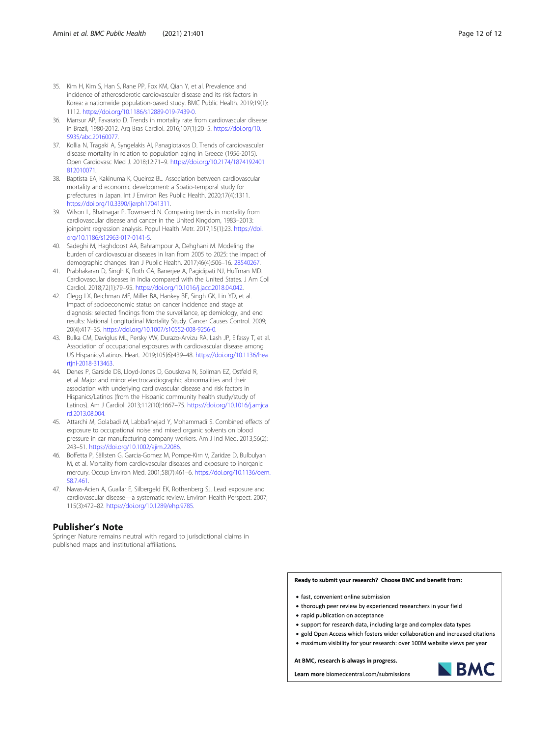35. Kim H, Kim S, Han S, Rane PP, Fox KM, Qian Y, et al. Prevalence and incidence of atherosclerotic cardiovascular disease and its risk factors in Korea: a nationwide population-based study. BMC Public Health. 2019;19(1): 1112. https://doi.org/10.1186/s12889-019-7439-0.
36. Mansur AP, Favarato D. Trends in mortality rate from cardiovascular disease in Brazil, 1980-2012. Arq Bras Cardiol. 2016;107(1):20–5. https://doi.org/10.5935/abc.20160077.
37. Kollia N, Tragaki A, Syngelakis AI, Panagiotakos D. Trends of cardiovascular disease mortality in relation to population aging in Greece (1956-2015). Open Cardiovasc Med J. 2018;12:71–9. https://doi.org/10.2174/1874192401812010071.
38. Baptista EA, Kakinuma K, Queiroz BL. Association between cardiovascular mortality and economic development: a Spatio-temporal study for prefectures in Japan. Int J Environ Res Public Health. 2020;17(4):1311. https://doi.org/10.3390/ijerph17041311.
39. Wilson L, Bhatnagar P, Townsend N. Comparing trends in mortality from cardiovascular disease and cancer in the United Kingdom, 1983–2013: joinpoint regression analysis. Popul Health Metr. 2017;15(1):23. https://doi.org/10.1186/s12963-017-0141-5.
40. Sadeghi M, Haghdoost AA, Bahrampour A, Dehghani M. Modeling the burden of cardiovascular diseases in Iran from 2005 to 2025: the impact of demographic changes. Iran J Public Health. 2017;46(4):506–16. 28540267.
41. Prabhakaran D, Singh K, Roth GA, Banerjee A, Pagidipati NJ, Huffman MD. Cardiovascular diseases in India compared with the United States. J Am Coll Cardiol. 2018;72(1):79–95. https://doi.org/10.1016/j.jacc.2018.04.042.
42. Clegg LX, Reichman ME, Miller BA, Hankey BF, Singh GK, Lin YD, et al. Impact of socioeconomic status on cancer incidence and stage at diagnosis: selected findings from the surveillance, epidemiology, and end results: National Longitudinal Mortality Study. Cancer Causes Control. 2009; 20(4):417–35. https://doi.org/10.1007/s10552-008-9256-0.
43. Bulka CM, Daviglus ML, Persky VW, Durazo-Arvizu RA, Lash JP, Elfassy T, et al. Association of occupational exposures with cardiovascular disease among US Hispanics/Latinos. Heart. 2019;105(6):439–48. https://doi.org/10.1136/heartjnl-2018-313463.
44. Denes P, Garside DB, Lloyd-Jones D, Gouskova N, Soliman EZ, Ostfeld R, et al. Major and minor electrocardiographic abnormalities and their association with underlying cardiovascular disease and risk factors in Hispanics/Latinos (from the Hispanic community health study/study of Latinos). Am J Cardiol. 2013;112(10):1667–75. https://doi.org/10.1016/j.amjcard.2013.08.004.
45. Attarchi M, Golabadi M, Labbafinejad Y, Mohammadi S. Combined effects of exposure to occupational noise and mixed organic solvents on blood pressure in car manufacturing company workers. Am J Ind Med. 2013;56(2): 243–51. https://doi.org/10.1002/ajim.22086.
46. Boffetta P, Sällsten G, Garcia-Gomez M, Pompe-Kirn V, Zaridze D, Bulbulyan M, et al. Mortality from cardiovascular diseases and exposure to inorganic mercury. Occup Environ Med. 2001;58(7):461–6. https://doi.org/10.1136/oem.58.7.461.
47. Navas-Acien A, Guallar E, Silbergeld EK, Rothenberg SJ. Lead exposure and cardiovascular disease—a systematic review. Environ Health Perspect. 2007; 115(3):472–82. https://doi.org/10.1289/ehp.9785.

## Publisher's Note

Springer Nature remains neutral with regard to jurisdictional claims in published maps and institutional affiliations.

**Ready to submit your research? Choose BMC and benefit from:**

- fast, convenient online submission
- thorough peer review by experienced researchers in your field
- rapid publication on acceptance
- support for research data, including large and complex data types
- gold Open Access which fosters wider collaboration and increased citations
- maximum visibility for your research: over 100M website views per year

**At BMC, research is always in progress.**

**Learn more** biomedcentral.com/submissions

BMC